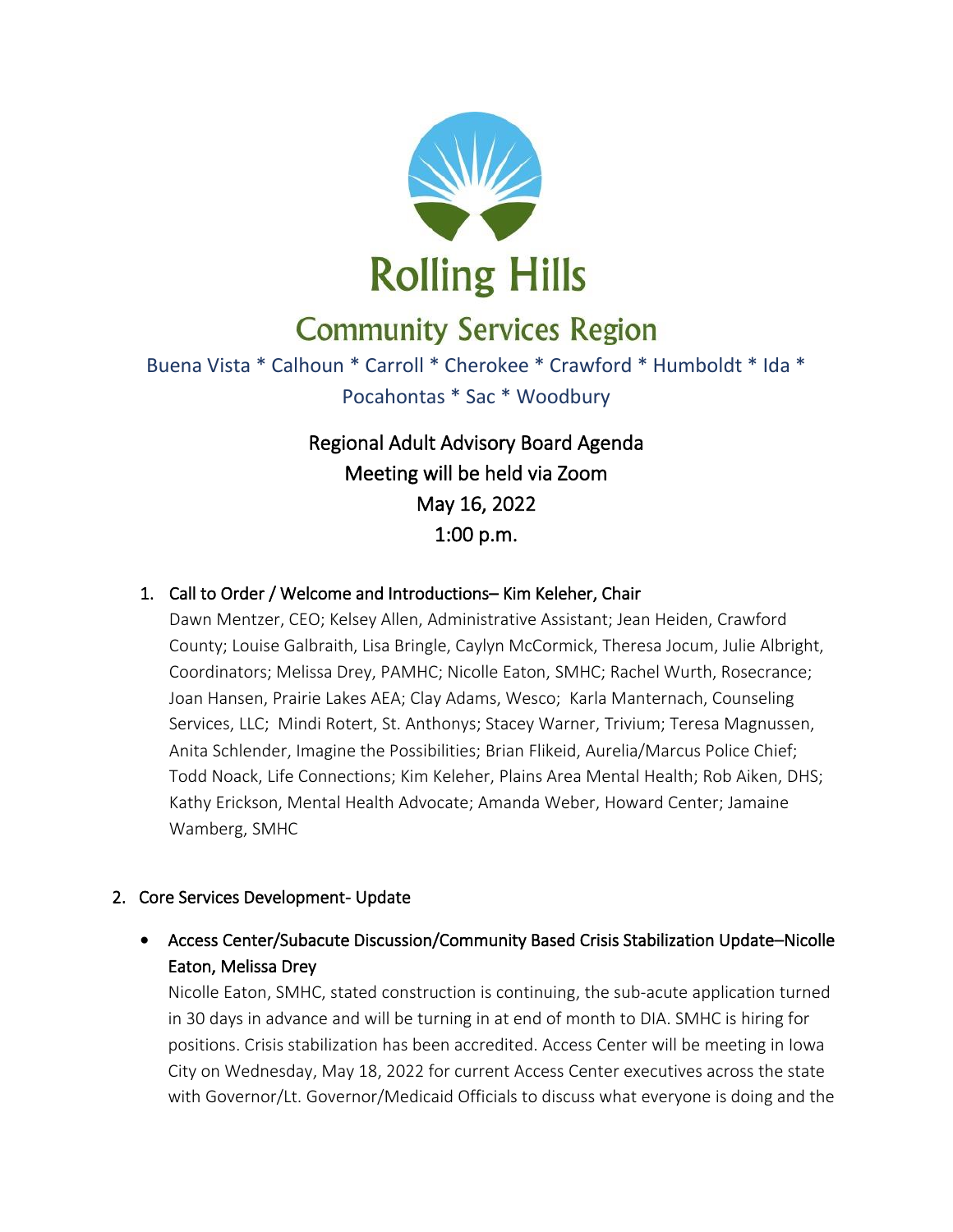# Rolling Hills

## Community Services Region

Buena Vista * Calhoun * Carroll * Cherokee * Crawford * Humboldt * Ida * Pocahontas * Sac * Woodbury

Regional Adult Advisory Board Agenda
Meeting will be held via Zoom
May 16, 2022
1:00 p.m.

1. Call to Order / Welcome and Introductions– Kim Keleher, Chair

   Dawn Mentzer, CEO; Kelsey Allen, Administrative Assistant; Jean Heiden, Crawford County; Louise Galbraith, Lisa Bringle, Caylyn McCormick, Theresa Jocum, Julie Albright, Coordinators; Melissa Drey, PAMHC; Nicolle Eaton, SMHC; Rachel Wurth, Rosecrance; Joan Hansen, Prairie Lakes AEA; Clay Adams, Wesco; Karla Manternach, Counseling Services, LLC; Mindi Rotert, St. Anthonys; Stacey Warner, Trivium; Teresa Magnussen, Anita Schlender, Imagine the Possibilities; Brian Flikeid, Aurelia/Marcus Police Chief; Todd Noack, Life Connections; Kim Keleher, Plains Area Mental Health; Rob Aiken, DHS; Kathy Erickson, Mental Health Advocate; Amanda Weber, Howard Center; Jamaine Wamberg, SMHC

2. Core Services Development- Update

   - Access Center/Subacute Discussion/Community Based Crisis Stabilization Update–Nicolle Eaton, Melissa Drey

     Nicolle Eaton, SMHC, stated construction is continuing, the sub-acute application turned in 30 days in advance and will be turning in at end of month to DIA. SMHC is hiring for positions. Crisis stabilization has been accredited. Access Center will be meeting in Iowa City on Wednesday, May 18, 2022 for current Access Center executives across the state with Governor/Lt. Governor/Medicaid Officials to discuss what everyone is doing and the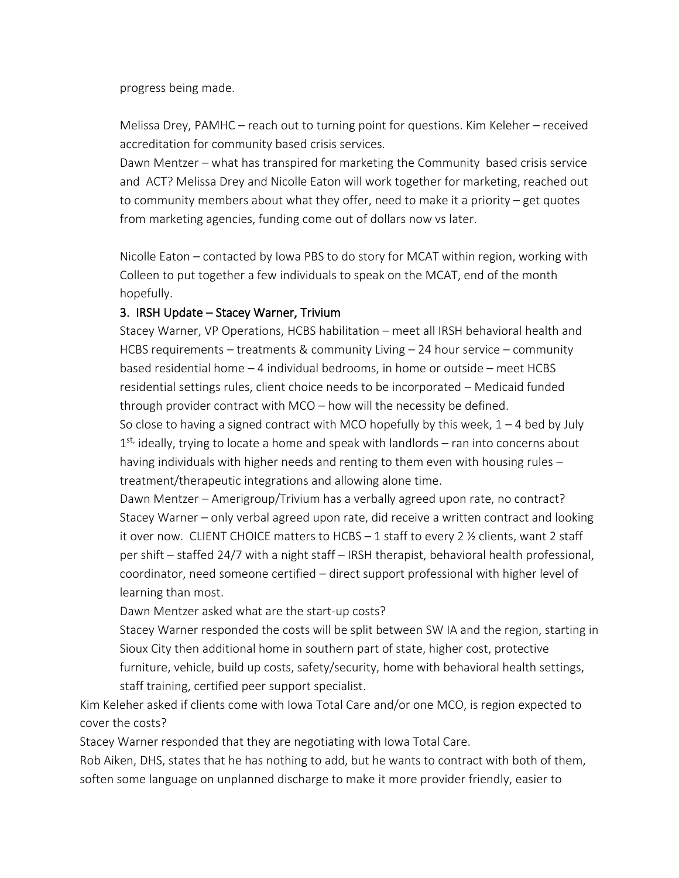progress being made.

Melissa Drey, PAMHC – reach out to turning point for questions. Kim Keleher – received accreditation for community based crisis services.

Dawn Mentzer – what has transpired for marketing the Community based crisis service and ACT? Melissa Drey and Nicolle Eaton will work together for marketing, reached out to community members about what they offer, need to make it a priority – get quotes from marketing agencies, funding come out of dollars now vs later.

Nicolle Eaton – contacted by Iowa PBS to do story for MCAT within region, working with Colleen to put together a few individuals to speak on the MCAT, end of the month hopefully.

3. IRSH Update – Stacey Warner, Trivium

Stacey Warner, VP Operations, HCBS habilitation – meet all IRSH behavioral health and HCBS requirements – treatments & community Living – 24 hour service – community based residential home – 4 individual bedrooms, in home or outside – meet HCBS residential settings rules, client choice needs to be incorporated – Medicaid funded through provider contract with MCO – how will the necessity be defined.

So close to having a signed contract with MCO hopefully by this week, 1 – 4 bed by July 1st, ideally, trying to locate a home and speak with landlords – ran into concerns about having individuals with higher needs and renting to them even with housing rules – treatment/therapeutic integrations and allowing alone time.

Dawn Mentzer – Amerigroup/Trivium has a verbally agreed upon rate, no contract?

Stacey Warner – only verbal agreed upon rate, did receive a written contract and looking it over now. CLIENT CHOICE matters to HCBS – 1 staff to every 2 ½ clients, want 2 staff per shift – staffed 24/7 with a night staff – IRSH therapist, behavioral health professional, coordinator, need someone certified – direct support professional with higher level of learning than most.

Dawn Mentzer asked what are the start-up costs?

Stacey Warner responded the costs will be split between SW IA and the region, starting in Sioux City then additional home in southern part of state, higher cost, protective furniture, vehicle, build up costs, safety/security, home with behavioral health settings, staff training, certified peer support specialist.

Kim Keleher asked if clients come with Iowa Total Care and/or one MCO, is region expected to cover the costs?

Stacey Warner responded that they are negotiating with Iowa Total Care.

Rob Aiken, DHS, states that he has nothing to add, but he wants to contract with both of them, soften some language on unplanned discharge to make it more provider friendly, easier to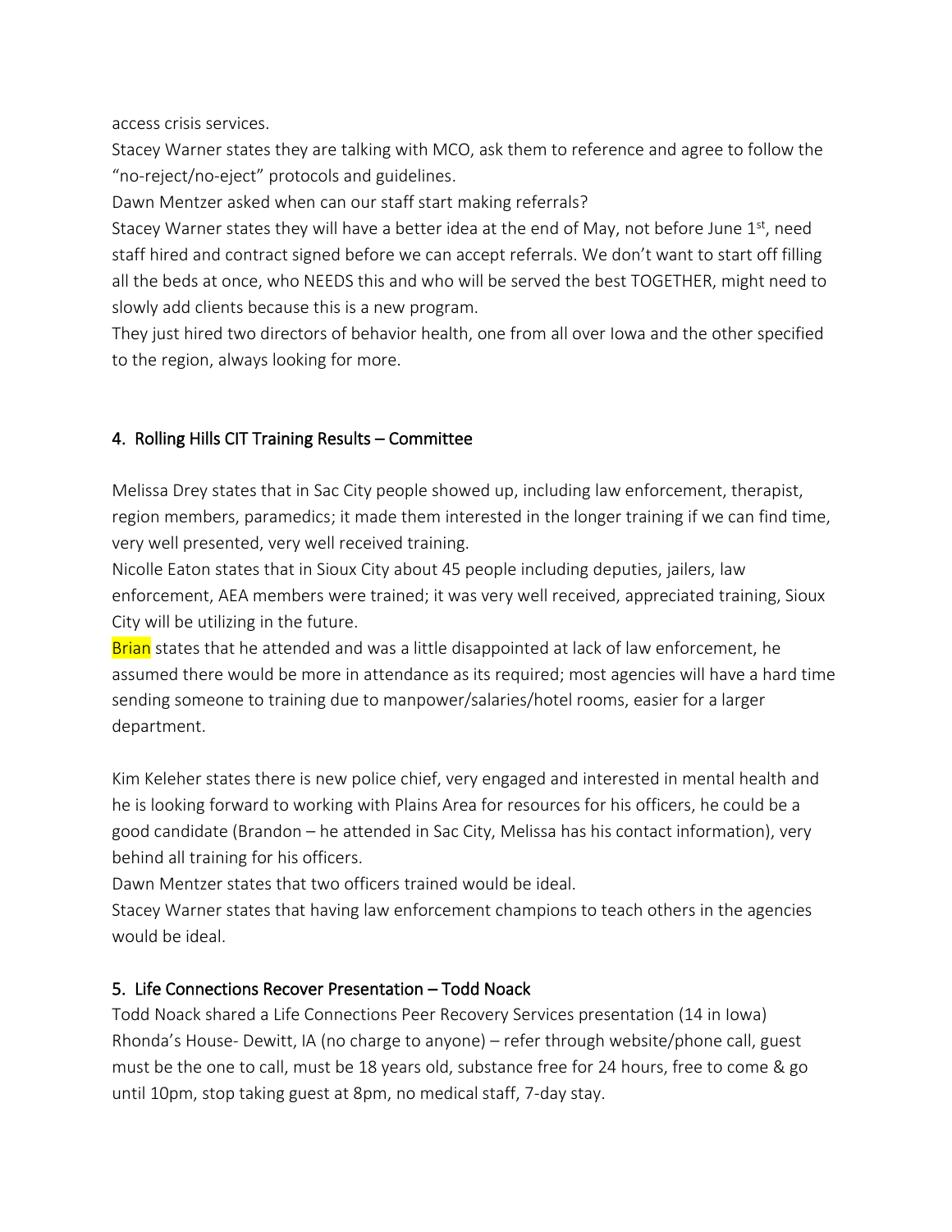access crisis services.

Stacey Warner states they are talking with MCO, ask them to reference and agree to follow the "no-reject/no-eject" protocols and guidelines.

Dawn Mentzer asked when can our staff start making referrals?

Stacey Warner states they will have a better idea at the end of May, not before June 1st, need staff hired and contract signed before we can accept referrals. We don't want to start off filling all the beds at once, who NEEDS this and who will be served the best TOGETHER, might need to slowly add clients because this is a new program.

They just hired two directors of behavior health, one from all over Iowa and the other specified to the region, always looking for more.

## 4. Rolling Hills CIT Training Results – Committee

Melissa Drey states that in Sac City people showed up, including law enforcement, therapist, region members, paramedics; it made them interested in the longer training if we can find time, very well presented, very well received training.

Nicolle Eaton states that in Sioux City about 45 people including deputies, jailers, law enforcement, AEA members were trained; it was very well received, appreciated training, Sioux City will be utilizing in the future.

Brian states that he attended and was a little disappointed at lack of law enforcement, he assumed there would be more in attendance as its required; most agencies will have a hard time sending someone to training due to manpower/salaries/hotel rooms, easier for a larger department.

Kim Keleher states there is new police chief, very engaged and interested in mental health and he is looking forward to working with Plains Area for resources for his officers, he could be a good candidate (Brandon – he attended in Sac City, Melissa has his contact information), very behind all training for his officers.

Dawn Mentzer states that two officers trained would be ideal.

Stacey Warner states that having law enforcement champions to teach others in the agencies would be ideal.

## 5. Life Connections Recover Presentation – Todd Noack

Todd Noack shared a Life Connections Peer Recovery Services presentation (14 in Iowa) Rhonda's House- Dewitt, IA (no charge to anyone) – refer through website/phone call, guest must be the one to call, must be 18 years old, substance free for 24 hours, free to come & go until 10pm, stop taking guest at 8pm, no medical staff, 7-day stay.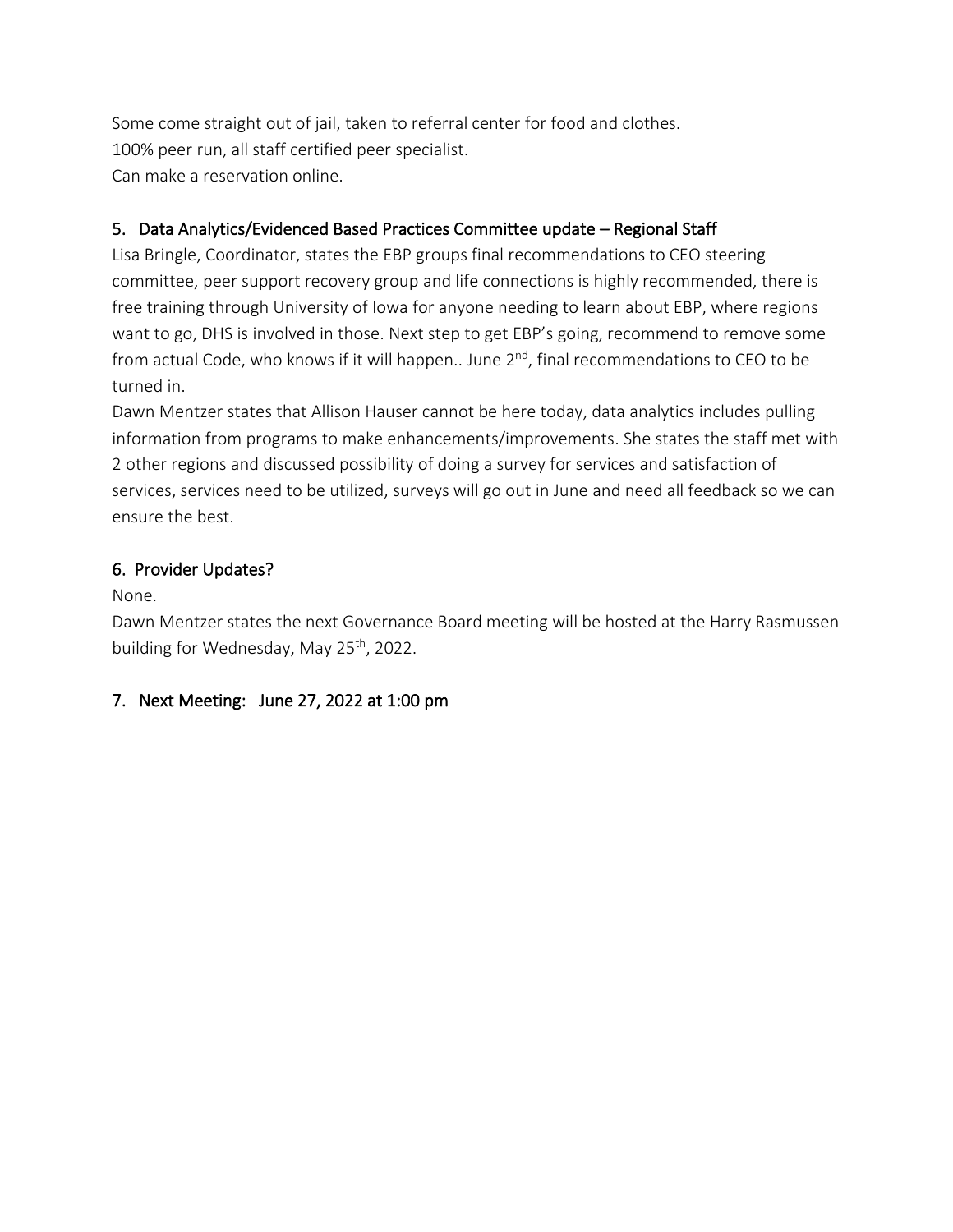Some come straight out of jail, taken to referral center for food and clothes.
100% peer run, all staff certified peer specialist.
Can make a reservation online.

## 5. Data Analytics/Evidenced Based Practices Committee update – Regional Staff

Lisa Bringle, Coordinator, states the EBP groups final recommendations to CEO steering committee, peer support recovery group and life connections is highly recommended, there is free training through University of Iowa for anyone needing to learn about EBP, where regions want to go, DHS is involved in those. Next step to get EBP's going, recommend to remove some from actual Code, who knows if it will happen.. June 2nd, final recommendations to CEO to be turned in.

Dawn Mentzer states that Allison Hauser cannot be here today, data analytics includes pulling information from programs to make enhancements/improvements. She states the staff met with 2 other regions and discussed possibility of doing a survey for services and satisfaction of services, services need to be utilized, surveys will go out in June and need all feedback so we can ensure the best.

## 6. Provider Updates?

None.

Dawn Mentzer states the next Governance Board meeting will be hosted at the Harry Rasmussen building for Wednesday, May 25th, 2022.

## 7. Next Meeting: June 27, 2022 at 1:00 pm